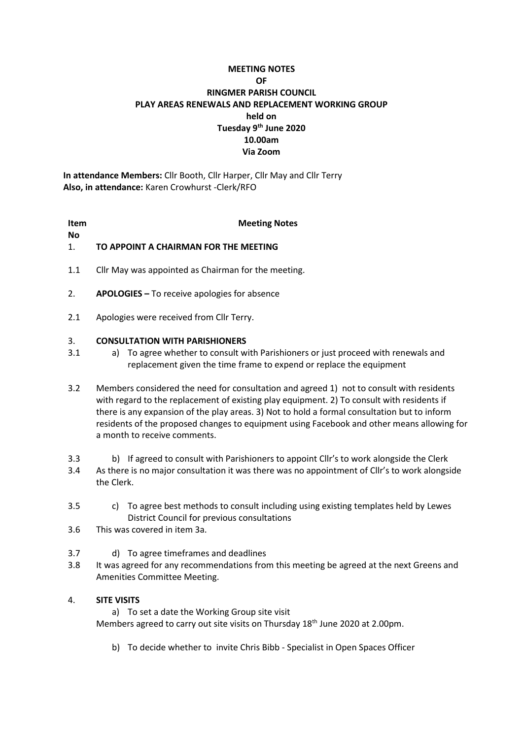**MEETING NOTES**
**OF**
**RINGMER PARISH COUNCIL**
**PLAY AREAS RENEWALS AND REPLACEMENT WORKING GROUP**
**held on**
**Tuesday 9th June 2020**
**10.00am**
**Via Zoom**

**In attendance Members:** Cllr Booth, Cllr Harper, Cllr May and Cllr Terry
**Also, in attendance:** Karen Crowhurst -Clerk/RFO

| Item No | Meeting Notes |
|---|---|
| 1. | **TO APPOINT A CHAIRMAN FOR THE MEETING** |
| 1.1 | Cllr May was appointed as Chairman for the meeting. |
| 2. | **APOLOGIES –** To receive apologies for absence |
| 2.1 | Apologies were received from Cllr Terry. |
| 3. | **CONSULTATION WITH PARISHIONERS** |
| 3.1 | a) To agree whether to consult with Parishioners or just proceed with renewals and replacement given the time frame to expend or replace the equipment |
| 3.2 | Members considered the need for consultation and agreed 1) not to consult with residents with regard to the replacement of existing play equipment. 2) To consult with residents if there is any expansion of the play areas. 3) Not to hold a formal consultation but to inform residents of the proposed changes to equipment using Facebook and other means allowing for a month to receive comments. |
| 3.3 | b) If agreed to consult with Parishioners to appoint Cllr's to work alongside the Clerk |
| 3.4 | As there is no major consultation it was there was no appointment of Cllr's to work alongside the Clerk. |
| 3.5 | c) To agree best methods to consult including using existing templates held by Lewes District Council for previous consultations |
| 3.6 | This was covered in item 3a. |
| 3.7 | d) To agree timeframes and deadlines |
| 3.8 | It was agreed for any recommendations from this meeting be agreed at the next Greens and Amenities Committee Meeting. |
| 4. | **SITE VISITS** |
| | a) To set a date the Working Group site visit<br>Members agreed to carry out site visits on Thursday 18th June 2020 at 2.00pm. |
| | b) To decide whether to invite Chris Bibb - Specialist in Open Spaces Officer |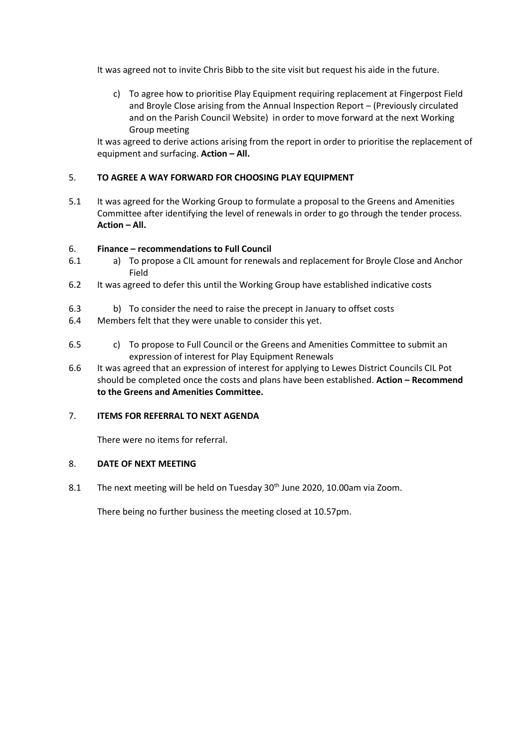It was agreed not to invite Chris Bibb to the site visit but request his aide in the future.

c) To agree how to prioritise Play Equipment requiring replacement at Fingerpost Field and Broyle Close arising from the Annual Inspection Report – (Previously circulated and on the Parish Council Website) in order to move forward at the next Working Group meeting

It was agreed to derive actions arising from the report in order to prioritise the replacement of equipment and surfacing. **Action – All.**

5. **TO AGREE A WAY FORWARD FOR CHOOSING PLAY EQUIPMENT**

5.1 It was agreed for the Working Group to formulate a proposal to the Greens and Amenities Committee after identifying the level of renewals in order to go through the tender process. **Action – All.**

6. **Finance – recommendations to Full Council**

6.1 a) To propose a CIL amount for renewals and replacement for Broyle Close and Anchor Field

6.2 It was agreed to defer this until the Working Group have established indicative costs

6.3 b) To consider the need to raise the precept in January to offset costs

6.4 Members felt that they were unable to consider this yet.

6.5 c) To propose to Full Council or the Greens and Amenities Committee to submit an expression of interest for Play Equipment Renewals

6.6 It was agreed that an expression of interest for applying to Lewes District Councils CIL Pot should be completed once the costs and plans have been established. **Action – Recommend to the Greens and Amenities Committee.**

7. **ITEMS FOR REFERRAL TO NEXT AGENDA**

There were no items for referral.

8. **DATE OF NEXT MEETING**

8.1 The next meeting will be held on Tuesday 30th June 2020, 10.00am via Zoom.

There being no further business the meeting closed at 10.57pm.